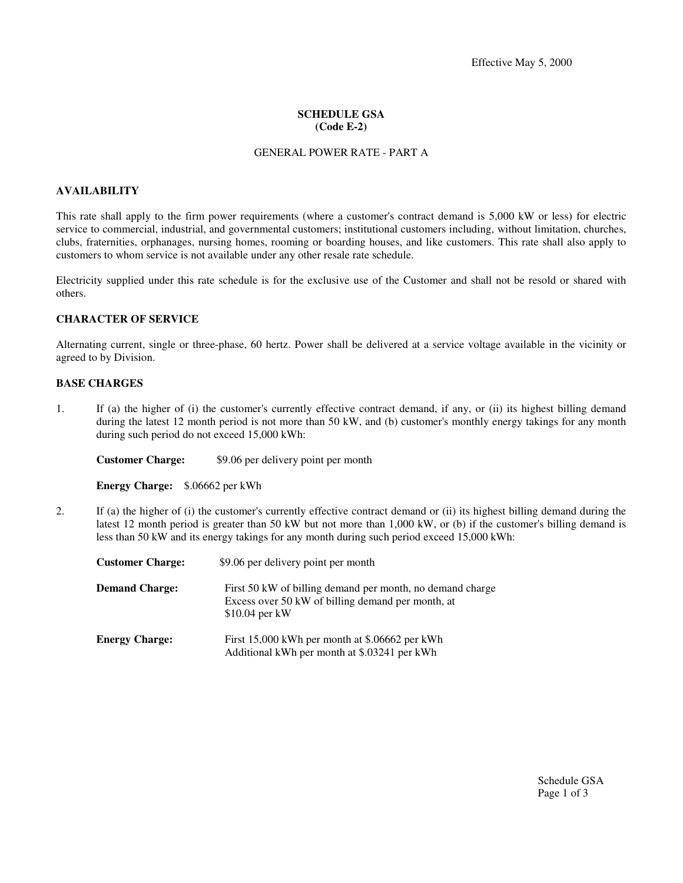Effective May 5, 2000

# SCHEDULE GSA
## (Code E-2)

GENERAL POWER RATE - PART A

### AVAILABILITY

This rate shall apply to the firm power requirements (where a customer's contract demand is 5,000 kW or less) for electric service to commercial, industrial, and governmental customers; institutional customers including, without limitation, churches, clubs, fraternities, orphanages, nursing homes, rooming or boarding houses, and like customers. This rate shall also apply to customers to whom service is not available under any other resale rate schedule.

Electricity supplied under this rate schedule is for the exclusive use of the Customer and shall not be resold or shared with others.

### CHARACTER OF SERVICE

Alternating current, single or three-phase, 60 hertz. Power shall be delivered at a service voltage available in the vicinity or agreed to by Division.

### BASE CHARGES

1. If (a) the higher of (i) the customer's currently effective contract demand, if any, or (ii) its highest billing demand during the latest 12 month period is not more than 50 kW, and (b) customer's monthly energy takings for any month during such period do not exceed 15,000 kWh:

   **Customer Charge:** $9.06 per delivery point per month

   **Energy Charge:** $.06662 per kWh

2. If (a) the higher of (i) the customer's currently effective contract demand or (ii) its highest billing demand during the latest 12 month period is greater than 50 kW but not more than 1,000 kW, or (b) if the customer's billing demand is less than 50 kW and its energy takings for any month during such period exceed 15,000 kWh:

   **Customer Charge:** $9.06 per delivery point per month

   **Demand Charge:** First 50 kW of billing demand per month, no demand charge
   Excess over 50 kW of billing demand per month, at $10.04 per kW

   **Energy Charge:** First 15,000 kWh per month at $.06662 per kWh
   Additional kWh per month at $.03241 per kWh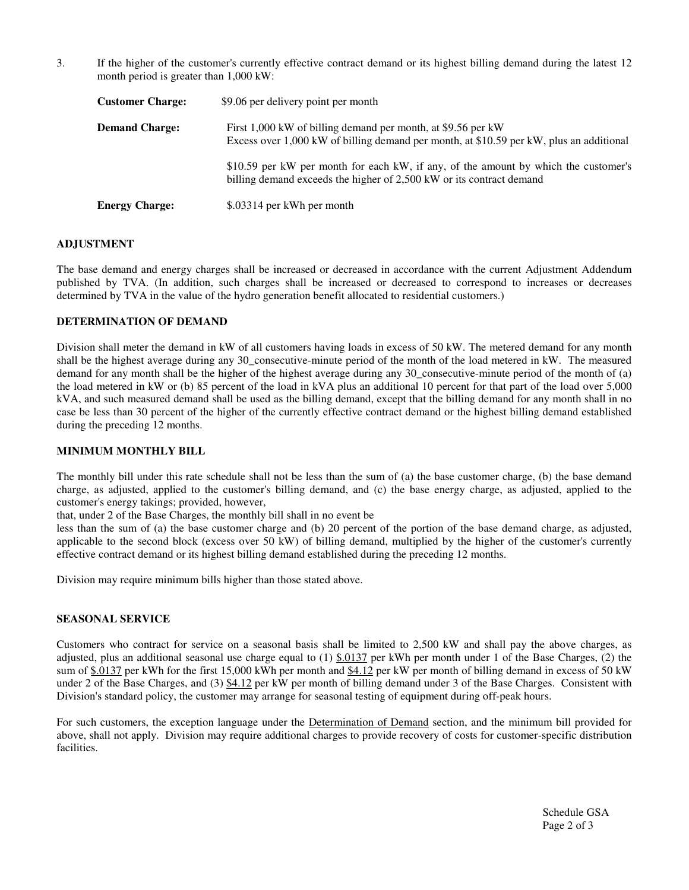3. If the higher of the customer's currently effective contract demand or its highest billing demand during the latest 12 month period is greater than 1,000 kW:

| | |
|---|---|
| **Customer Charge:** | $9.06 per delivery point per month |
| **Demand Charge:** | First 1,000 kW of billing demand per month, at $9.56 per kW<br>Excess over 1,000 kW of billing demand per month, at $10.59 per kW, plus an additional<br><br>$10.59 per kW per month for each kW, if any, of the amount by which the customer's billing demand exceeds the higher of 2,500 kW or its contract demand |
| **Energy Charge:** | $.03314 per kWh per month |

## ADJUSTMENT

The base demand and energy charges shall be increased or decreased in accordance with the current Adjustment Addendum published by TVA. (In addition, such charges shall be increased or decreased to correspond to increases or decreases determined by TVA in the value of the hydro generation benefit allocated to residential customers.)

## DETERMINATION OF DEMAND

Division shall meter the demand in kW of all customers having loads in excess of 50 kW. The metered demand for any month shall be the highest average during any 30_consecutive-minute period of the month of the load metered in kW. The measured demand for any month shall be the higher of the highest average during any 30_consecutive-minute period of the month of (a) the load metered in kW or (b) 85 percent of the load in kVA plus an additional 10 percent for that part of the load over 5,000 kVA, and such measured demand shall be used as the billing demand, except that the billing demand for any month shall in no case be less than 30 percent of the higher of the currently effective contract demand or the highest billing demand established during the preceding 12 months.

## MINIMUM MONTHLY BILL

The monthly bill under this rate schedule shall not be less than the sum of (a) the base customer charge, (b) the base demand charge, as adjusted, applied to the customer's billing demand, and (c) the base energy charge, as adjusted, applied to the customer's energy takings; provided, however,
that, under 2 of the Base Charges, the monthly bill shall in no event be
less than the sum of (a) the base customer charge and (b) 20 percent of the portion of the base demand charge, as adjusted, applicable to the second block (excess over 50 kW) of billing demand, multiplied by the higher of the customer's currently effective contract demand or its highest billing demand established during the preceding 12 months.

Division may require minimum bills higher than those stated above.

## SEASONAL SERVICE

Customers who contract for service on a seasonal basis shall be limited to 2,500 kW and shall pay the above charges, as adjusted, plus an additional seasonal use charge equal to (1) $.0137 per kWh per month under 1 of the Base Charges, (2) the sum of $.0137 per kWh for the first 15,000 kWh per month and $4.12 per kW per month of billing demand in excess of 50 kW under 2 of the Base Charges, and (3) $4.12 per kW per month of billing demand under 3 of the Base Charges. Consistent with Division's standard policy, the customer may arrange for seasonal testing of equipment during off-peak hours.

For such customers, the exception language under the Determination of Demand section, and the minimum bill provided for above, shall not apply. Division may require additional charges to provide recovery of costs for customer-specific distribution facilities.

Schedule GSA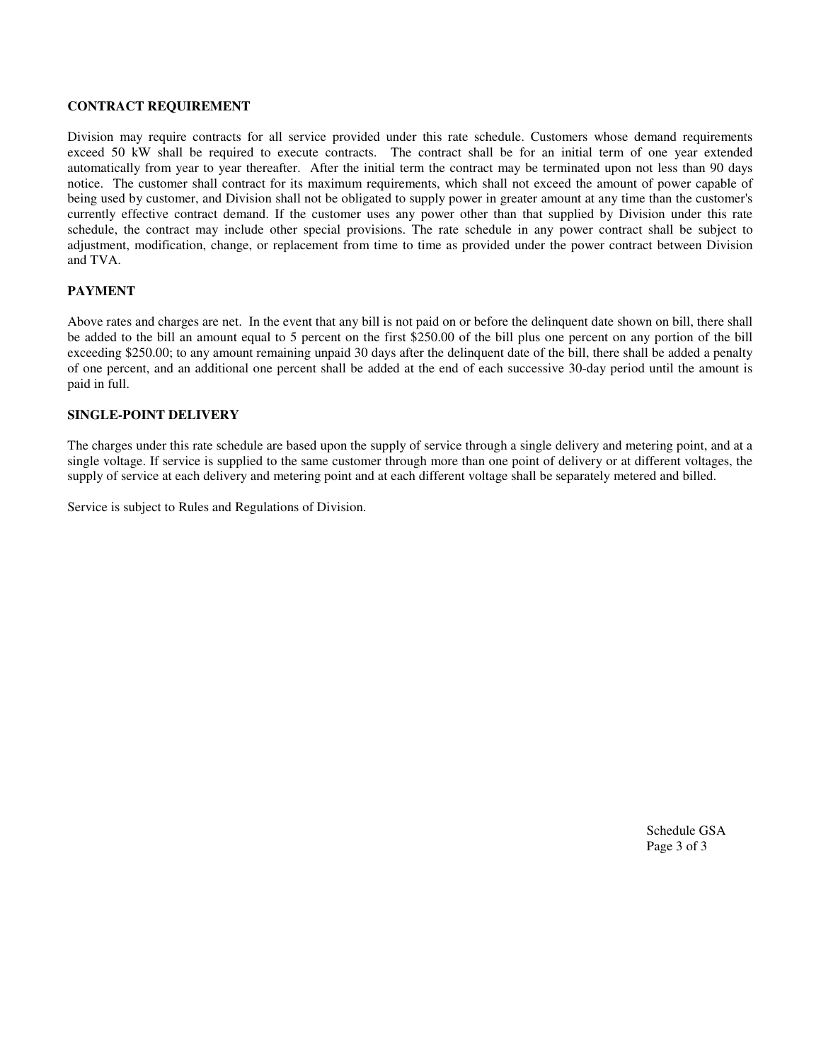**CONTRACT REQUIREMENT**

Division may require contracts for all service provided under this rate schedule. Customers whose demand requirements exceed 50 kW shall be required to execute contracts. The contract shall be for an initial term of one year extended automatically from year to year thereafter. After the initial term the contract may be terminated upon not less than 90 days notice. The customer shall contract for its maximum requirements, which shall not exceed the amount of power capable of being used by customer, and Division shall not be obligated to supply power in greater amount at any time than the customer's currently effective contract demand. If the customer uses any power other than that supplied by Division under this rate schedule, the contract may include other special provisions. The rate schedule in any power contract shall be subject to adjustment, modification, change, or replacement from time to time as provided under the power contract between Division and TVA.

**PAYMENT**

Above rates and charges are net. In the event that any bill is not paid on or before the delinquent date shown on bill, there shall be added to the bill an amount equal to 5 percent on the first $250.00 of the bill plus one percent on any portion of the bill exceeding $250.00; to any amount remaining unpaid 30 days after the delinquent date of the bill, there shall be added a penalty of one percent, and an additional one percent shall be added at the end of each successive 30-day period until the amount is paid in full.

**SINGLE-POINT DELIVERY**

The charges under this rate schedule are based upon the supply of service through a single delivery and metering point, and at a single voltage. If service is supplied to the same customer through more than one point of delivery or at different voltages, the supply of service at each delivery and metering point and at each different voltage shall be separately metered and billed.

Service is subject to Rules and Regulations of Division.